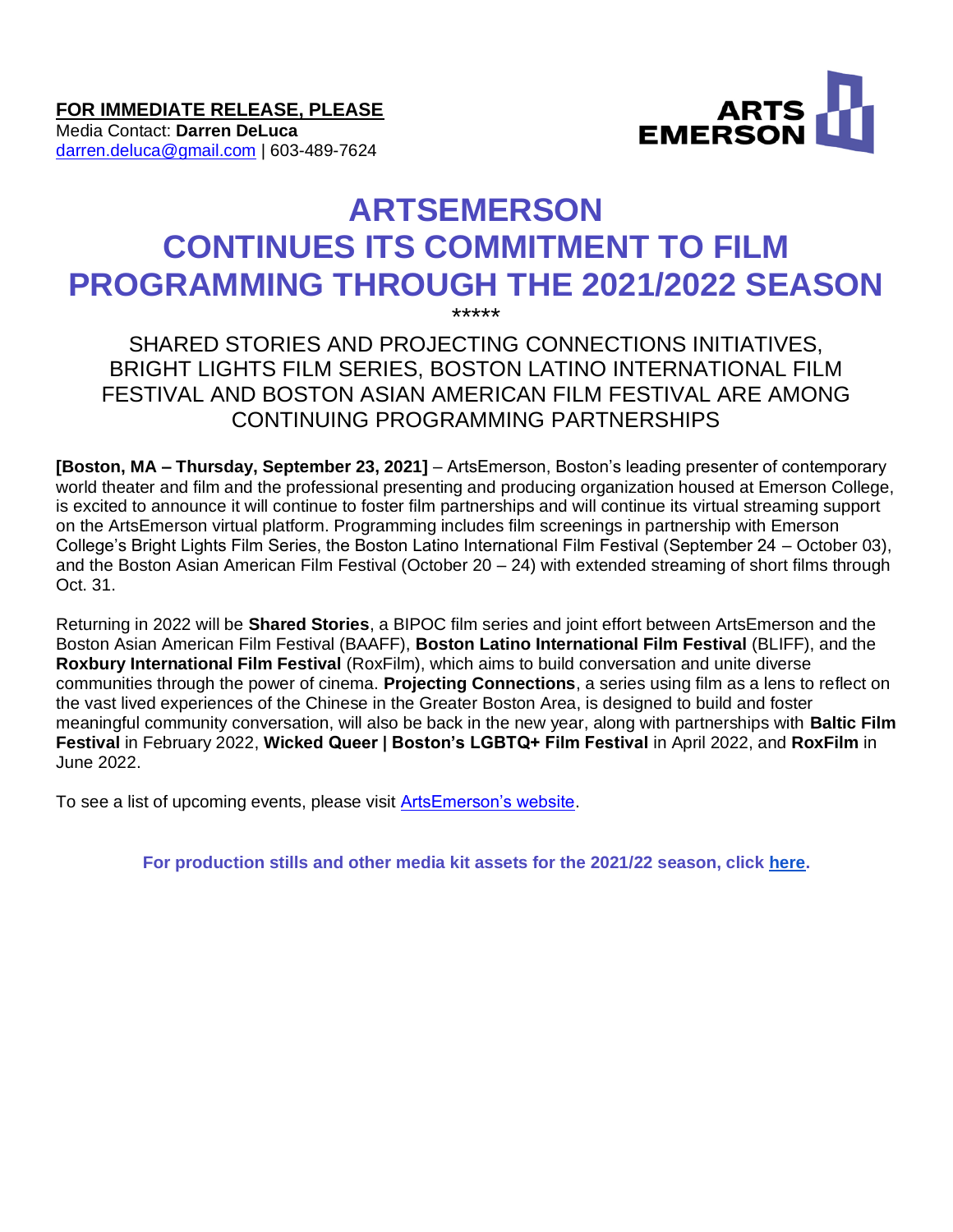**FOR IMMEDIATE RELEASE, PLEASE**
Media Contact: **Darren DeLuca**
darren.deluca@gmail.com | 603-489-7624

ARTS EMERSON

# ARTSEMERSON CONTINUES ITS COMMITMENT TO FILM PROGRAMMING THROUGH THE 2021/2022 SEASON

*****

SHARED STORIES AND PROJECTING CONNECTIONS INITIATIVES, BRIGHT LIGHTS FILM SERIES, BOSTON LATINO INTERNATIONAL FILM FESTIVAL AND BOSTON ASIAN AMERICAN FILM FESTIVAL ARE AMONG CONTINUING PROGRAMMING PARTNERSHIPS

**[Boston, MA – Thursday, September 23, 2021]** – ArtsEmerson, Boston's leading presenter of contemporary world theater and film and the professional presenting and producing organization housed at Emerson College, is excited to announce it will continue to foster film partnerships and will continue its virtual streaming support on the ArtsEmerson virtual platform. Programming includes film screenings in partnership with Emerson College's Bright Lights Film Series, the Boston Latino International Film Festival (September 24 – October 03), and the Boston Asian American Film Festival (October 20 – 24) with extended streaming of short films through Oct. 31.

Returning in 2022 will be **Shared Stories**, a BIPOC film series and joint effort between ArtsEmerson and the Boston Asian American Film Festival (BAAFF), **Boston Latino International Film Festival** (BLIFF), and the **Roxbury International Film Festival** (RoxFilm), which aims to build conversation and unite diverse communities through the power of cinema. **Projecting Connections**, a series using film as a lens to reflect on the vast lived experiences of the Chinese in the Greater Boston Area, is designed to build and foster meaningful community conversation, will also be back in the new year, along with partnerships with **Baltic Film Festival** in February 2022, **Wicked Queer | Boston's LGBTQ+ Film Festival** in April 2022, and **RoxFilm** in June 2022.

To see a list of upcoming events, please visit ArtsEmerson's website.

**For production stills and other media kit assets for the 2021/22 season, click here.**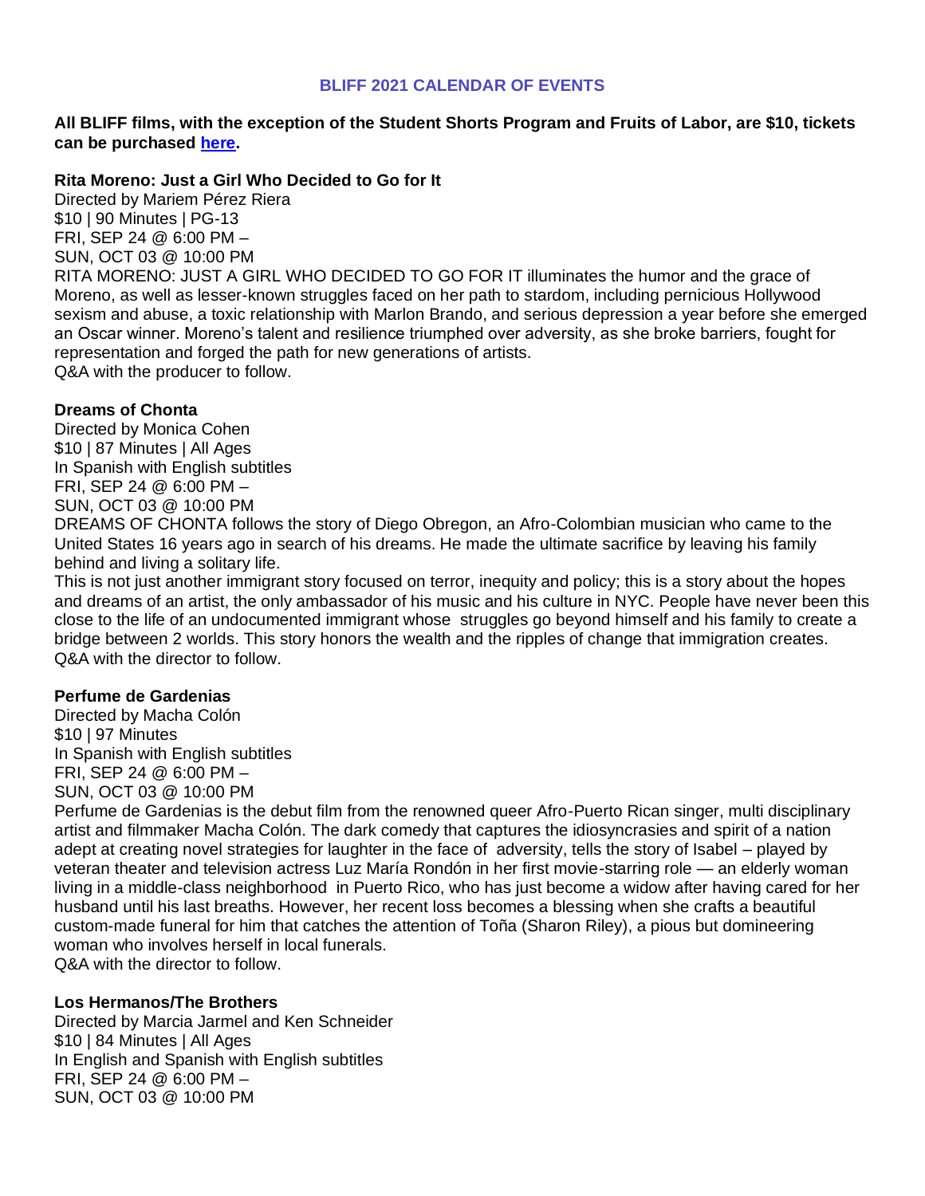## BLIFF 2021 CALENDAR OF EVENTS

**All BLIFF films, with the exception of the Student Shorts Program and Fruits of Labor, are $10, tickets can be purchased [here](#).**

**Rita Moreno: Just a Girl Who Decided to Go for It**
Directed by Mariem Pérez Riera
$10 | 90 Minutes | PG-13
FRI, SEP 24 @ 6:00 PM –
SUN, OCT 03 @ 10:00 PM
RITA MORENO: JUST A GIRL WHO DECIDED TO GO FOR IT illuminates the humor and the grace of Moreno, as well as lesser-known struggles faced on her path to stardom, including pernicious Hollywood sexism and abuse, a toxic relationship with Marlon Brando, and serious depression a year before she emerged an Oscar winner. Moreno's talent and resilience triumphed over adversity, as she broke barriers, fought for representation and forged the path for new generations of artists.
Q&A with the producer to follow.

**Dreams of Chonta**
Directed by Monica Cohen
$10 | 87 Minutes | All Ages
In Spanish with English subtitles
FRI, SEP 24 @ 6:00 PM –
SUN, OCT 03 @ 10:00 PM
DREAMS OF CHONTA follows the story of Diego Obregon, an Afro-Colombian musician who came to the United States 16 years ago in search of his dreams. He made the ultimate sacrifice by leaving his family behind and living a solitary life.
This is not just another immigrant story focused on terror, inequity and policy; this is a story about the hopes and dreams of an artist, the only ambassador of his music and his culture in NYC. People have never been this close to the life of an undocumented immigrant whose struggles go beyond himself and his family to create a bridge between 2 worlds. This story honors the wealth and the ripples of change that immigration creates.
Q&A with the director to follow.

**Perfume de Gardenias**
Directed by Macha Colón
$10 | 97 Minutes
In Spanish with English subtitles
FRI, SEP 24 @ 6:00 PM –
SUN, OCT 03 @ 10:00 PM
Perfume de Gardenias is the debut film from the renowned queer Afro-Puerto Rican singer, multi disciplinary artist and filmmaker Macha Colón. The dark comedy that captures the idiosyncrasies and spirit of a nation adept at creating novel strategies for laughter in the face of adversity, tells the story of Isabel – played by veteran theater and television actress Luz María Rondón in her first movie-starring role — an elderly woman living in a middle-class neighborhood in Puerto Rico, who has just become a widow after having cared for her husband until his last breaths. However, her recent loss becomes a blessing when she crafts a beautiful custom-made funeral for him that catches the attention of Toña (Sharon Riley), a pious but domineering woman who involves herself in local funerals.
Q&A with the director to follow.

**Los Hermanos/The Brothers**
Directed by Marcia Jarmel and Ken Schneider
$10 | 84 Minutes | All Ages
In English and Spanish with English subtitles
FRI, SEP 24 @ 6:00 PM –
SUN, OCT 03 @ 10:00 PM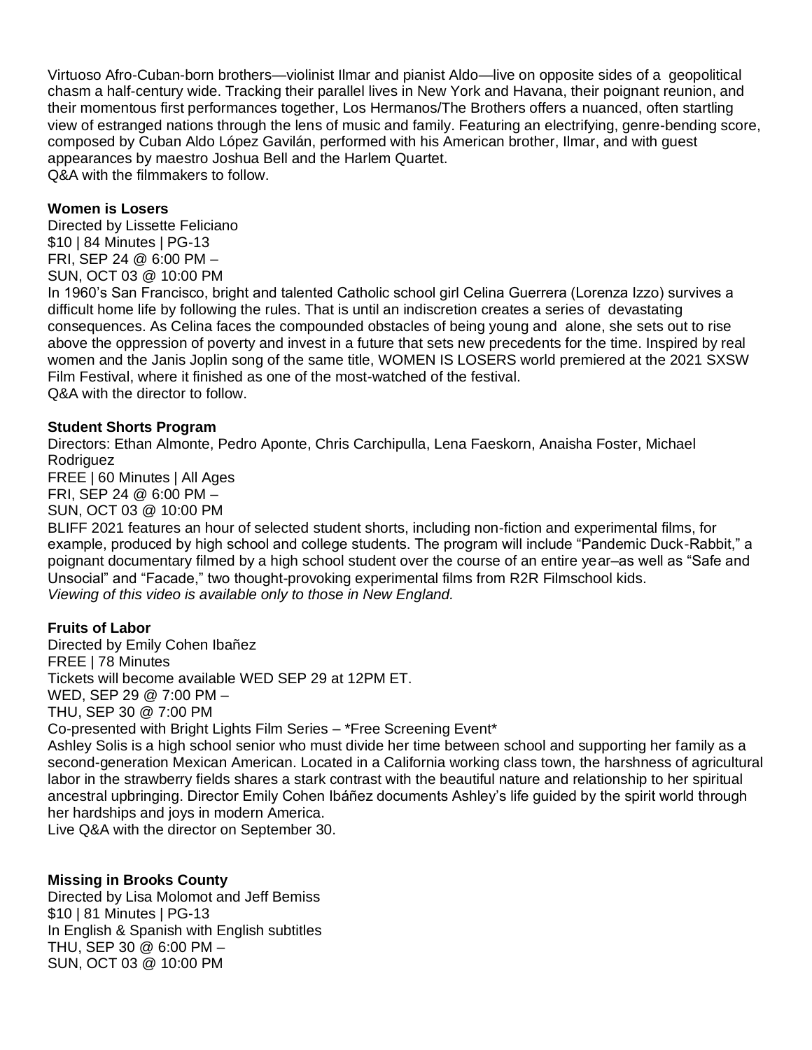Virtuoso Afro-Cuban-born brothers—violinist Ilmar and pianist Aldo—live on opposite sides of a geopolitical chasm a half-century wide. Tracking their parallel lives in New York and Havana, their poignant reunion, and their momentous first performances together, Los Hermanos/The Brothers offers a nuanced, often startling view of estranged nations through the lens of music and family. Featuring an electrifying, genre-bending score, composed by Cuban Aldo López Gavilán, performed with his American brother, Ilmar, and with guest appearances by maestro Joshua Bell and the Harlem Quartet.
Q&A with the filmmakers to follow.

**Women is Losers**
Directed by Lissette Feliciano
$10 | 84 Minutes | PG-13
FRI, SEP 24 @ 6:00 PM –
SUN, OCT 03 @ 10:00 PM
In 1960's San Francisco, bright and talented Catholic school girl Celina Guerrera (Lorenza Izzo) survives a difficult home life by following the rules. That is until an indiscretion creates a series of devastating consequences. As Celina faces the compounded obstacles of being young and alone, she sets out to rise above the oppression of poverty and invest in a future that sets new precedents for the time. Inspired by real women and the Janis Joplin song of the same title, WOMEN IS LOSERS world premiered at the 2021 SXSW Film Festival, where it finished as one of the most-watched of the festival.
Q&A with the director to follow.

**Student Shorts Program**
Directors: Ethan Almonte, Pedro Aponte, Chris Carchipulla, Lena Faeskorn, Anaisha Foster, Michael Rodriguez
FREE | 60 Minutes | All Ages
FRI, SEP 24 @ 6:00 PM –
SUN, OCT 03 @ 10:00 PM
BLIFF 2021 features an hour of selected student shorts, including non-fiction and experimental films, for example, produced by high school and college students. The program will include "Pandemic Duck-Rabbit," a poignant documentary filmed by a high school student over the course of an entire year–as well as "Safe and Unsocial" and "Facade," two thought-provoking experimental films from R2R Filmschool kids.
*Viewing of this video is available only to those in New England.*

**Fruits of Labor**
Directed by Emily Cohen Ibañez
FREE | 78 Minutes
Tickets will become available WED SEP 29 at 12PM ET.
WED, SEP 29 @ 7:00 PM –
THU, SEP 30 @ 7:00 PM
Co-presented with Bright Lights Film Series – *Free Screening Event*
Ashley Solis is a high school senior who must divide her time between school and supporting her family as a second-generation Mexican American. Located in a California working class town, the harshness of agricultural labor in the strawberry fields shares a stark contrast with the beautiful nature and relationship to her spiritual ancestral upbringing. Director Emily Cohen Ibáñez documents Ashley's life guided by the spirit world through her hardships and joys in modern America.
Live Q&A with the director on September 30.

**Missing in Brooks County**
Directed by Lisa Molomot and Jeff Bemiss
$10 | 81 Minutes | PG-13
In English & Spanish with English subtitles
THU, SEP 30 @ 6:00 PM –
SUN, OCT 03 @ 10:00 PM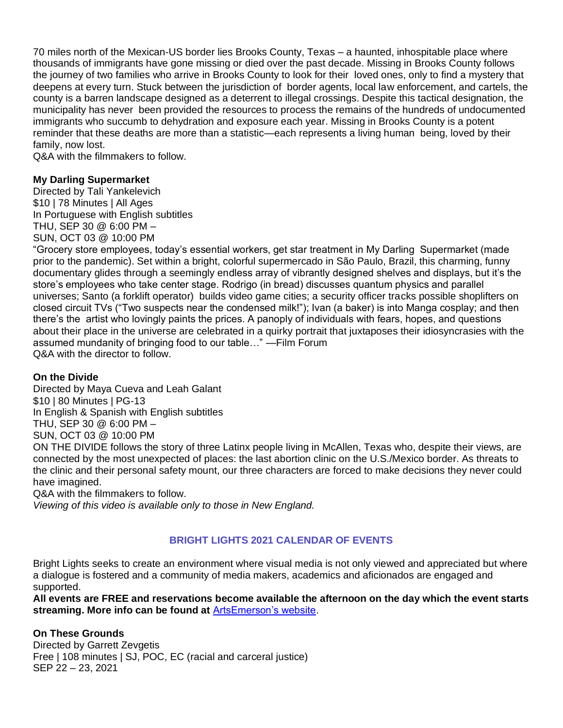70 miles north of the Mexican-US border lies Brooks County, Texas – a haunted, inhospitable place where thousands of immigrants have gone missing or died over the past decade. Missing in Brooks County follows the journey of two families who arrive in Brooks County to look for their loved ones, only to find a mystery that deepens at every turn. Stuck between the jurisdiction of border agents, local law enforcement, and cartels, the county is a barren landscape designed as a deterrent to illegal crossings. Despite this tactical designation, the municipality has never been provided the resources to process the remains of the hundreds of undocumented immigrants who succumb to dehydration and exposure each year. Missing in Brooks County is a potent reminder that these deaths are more than a statistic—each represents a living human being, loved by their family, now lost.
Q&A with the filmmakers to follow.

**My Darling Supermarket**
Directed by Tali Yankelevich
$10 | 78 Minutes | All Ages
In Portuguese with English subtitles
THU, SEP 30 @ 6:00 PM –
SUN, OCT 03 @ 10:00 PM
"Grocery store employees, today's essential workers, get star treatment in My Darling Supermarket (made prior to the pandemic). Set within a bright, colorful supermercado in São Paulo, Brazil, this charming, funny documentary glides through a seemingly endless array of vibrantly designed shelves and displays, but it's the store's employees who take center stage. Rodrigo (in bread) discusses quantum physics and parallel universes; Santo (a forklift operator) builds video game cities; a security officer tracks possible shoplifters on closed circuit TVs ("Two suspects near the condensed milk!"); Ivan (a baker) is into Manga cosplay; and then there's the artist who lovingly paints the prices. A panoply of individuals with fears, hopes, and questions about their place in the universe are celebrated in a quirky portrait that juxtaposes their idiosyncrasies with the assumed mundanity of bringing food to our table…" —Film Forum
Q&A with the director to follow.

**On the Divide**
Directed by Maya Cueva and Leah Galant
$10 | 80 Minutes | PG-13
In English & Spanish with English subtitles
THU, SEP 30 @ 6:00 PM –
SUN, OCT 03 @ 10:00 PM
ON THE DIVIDE follows the story of three Latinx people living in McAllen, Texas who, despite their views, are connected by the most unexpected of places: the last abortion clinic on the U.S./Mexico border. As threats to the clinic and their personal safety mount, our three characters are forced to make decisions they never could have imagined.
Q&A with the filmmakers to follow.
*Viewing of this video is available only to those in New England.*

## BRIGHT LIGHTS 2021 CALENDAR OF EVENTS

Bright Lights seeks to create an environment where visual media is not only viewed and appreciated but where a dialogue is fostered and a community of media makers, academics and aficionados are engaged and supported.

**All events are FREE and reservations become available the afternoon on the day which the event starts streaming. More info can be found at** [ArtsEmerson's website](ArtsEmerson's website).

**On These Grounds**
Directed by Garrett Zevgetis
Free | 108 minutes | SJ, POC, EC (racial and carceral justice)
SEP 22 – 23, 2021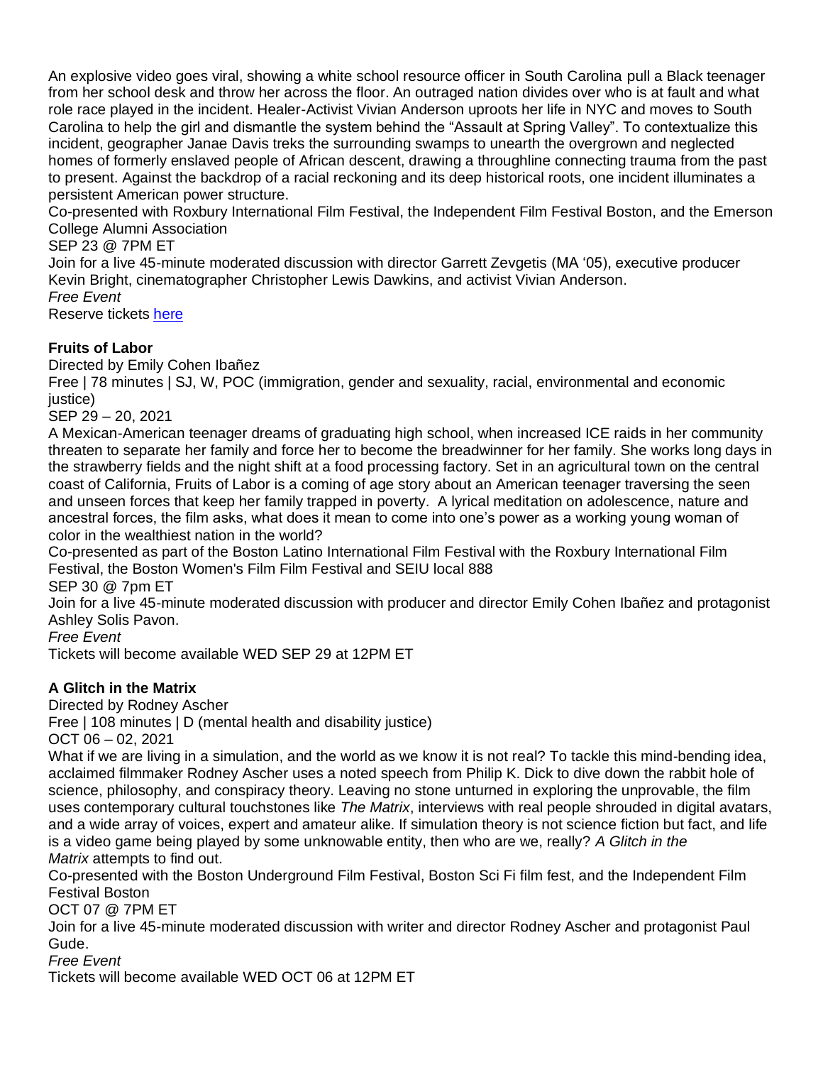An explosive video goes viral, showing a white school resource officer in South Carolina pull a Black teenager from her school desk and throw her across the floor. An outraged nation divides over who is at fault and what role race played in the incident. Healer-Activist Vivian Anderson uproots her life in NYC and moves to South Carolina to help the girl and dismantle the system behind the "Assault at Spring Valley". To contextualize this incident, geographer Janae Davis treks the surrounding swamps to unearth the overgrown and neglected homes of formerly enslaved people of African descent, drawing a throughline connecting trauma from the past to present. Against the backdrop of a racial reckoning and its deep historical roots, one incident illuminates a persistent American power structure.

Co-presented with Roxbury International Film Festival, the Independent Film Festival Boston, and the Emerson College Alumni Association

SEP 23 @ 7PM ET

Join for a live 45-minute moderated discussion with director Garrett Zevgetis (MA '05), executive producer Kevin Bright, cinematographer Christopher Lewis Dawkins, and activist Vivian Anderson.

*Free Event*

Reserve tickets [here]

**Fruits of Labor**

Directed by Emily Cohen Ibañez

Free | 78 minutes | SJ, W, POC (immigration, gender and sexuality, racial, environmental and economic justice)

SEP 29 – 20, 2021

A Mexican-American teenager dreams of graduating high school, when increased ICE raids in her community threaten to separate her family and force her to become the breadwinner for her family. She works long days in the strawberry fields and the night shift at a food processing factory. Set in an agricultural town on the central coast of California, Fruits of Labor is a coming of age story about an American teenager traversing the seen and unseen forces that keep her family trapped in poverty. A lyrical meditation on adolescence, nature and ancestral forces, the film asks, what does it mean to come into one's power as a working young woman of color in the wealthiest nation in the world?

Co-presented as part of the Boston Latino International Film Festival with the Roxbury International Film Festival, the Boston Women's Film Film Festival and SEIU local 888

SEP 30 @ 7pm ET

Join for a live 45-minute moderated discussion with producer and director Emily Cohen Ibañez and protagonist Ashley Solis Pavon.

*Free Event*

Tickets will become available WED SEP 29 at 12PM ET

**A Glitch in the Matrix**

Directed by Rodney Ascher

Free | 108 minutes | D (mental health and disability justice)

OCT 06 – 02, 2021

What if we are living in a simulation, and the world as we know it is not real? To tackle this mind-bending idea, acclaimed filmmaker Rodney Ascher uses a noted speech from Philip K. Dick to dive down the rabbit hole of science, philosophy, and conspiracy theory. Leaving no stone unturned in exploring the unprovable, the film uses contemporary cultural touchstones like *The Matrix*, interviews with real people shrouded in digital avatars, and a wide array of voices, expert and amateur alike. If simulation theory is not science fiction but fact, and life is a video game being played by some unknowable entity, then who are we, really? *A Glitch in the Matrix* attempts to find out.

Co-presented with the Boston Underground Film Festival, Boston Sci Fi film fest, and the Independent Film Festival Boston

OCT 07 @ 7PM ET

Join for a live 45-minute moderated discussion with writer and director Rodney Ascher and protagonist Paul Gude.

*Free Event*

Tickets will become available WED OCT 06 at 12PM ET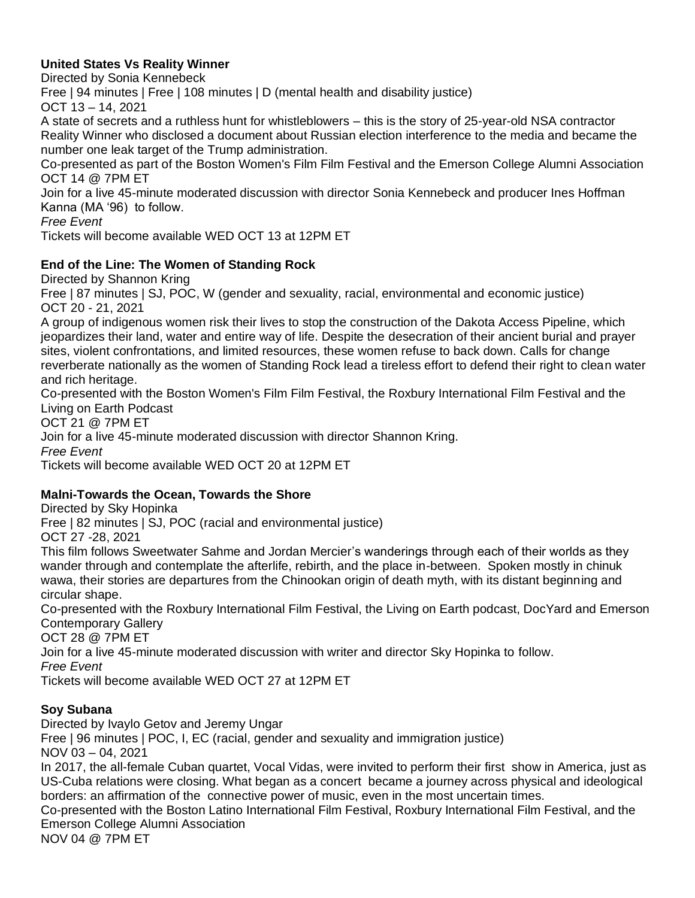**United States Vs Reality Winner**
Directed by Sonia Kennebeck
Free | 94 minutes | Free | 108 minutes | D (mental health and disability justice)
OCT 13 – 14, 2021
A state of secrets and a ruthless hunt for whistleblowers – this is the story of 25-year-old NSA contractor Reality Winner who disclosed a document about Russian election interference to the media and became the number one leak target of the Trump administration.
Co-presented as part of the Boston Women's Film Film Festival and the Emerson College Alumni Association
OCT 14 @ 7PM ET
Join for a live 45-minute moderated discussion with director Sonia Kennebeck and producer Ines Hoffman Kanna (MA '96) to follow.
*Free Event*
Tickets will become available WED OCT 13 at 12PM ET

**End of the Line: The Women of Standing Rock**
Directed by Shannon Kring
Free | 87 minutes | SJ, POC, W (gender and sexuality, racial, environmental and economic justice)
OCT 20 - 21, 2021
A group of indigenous women risk their lives to stop the construction of the Dakota Access Pipeline, which jeopardizes their land, water and entire way of life. Despite the desecration of their ancient burial and prayer sites, violent confrontations, and limited resources, these women refuse to back down. Calls for change reverberate nationally as the women of Standing Rock lead a tireless effort to defend their right to clean water and rich heritage.
Co-presented with the Boston Women's Film Film Festival, the Roxbury International Film Festival and the Living on Earth Podcast
OCT 21 @ 7PM ET
Join for a live 45-minute moderated discussion with director Shannon Kring.
*Free Event*
Tickets will become available WED OCT 20 at 12PM ET

**Malni-Towards the Ocean, Towards the Shore**
Directed by Sky Hopinka
Free | 82 minutes | SJ, POC (racial and environmental justice)
OCT 27 -28, 2021
This film follows Sweetwater Sahme and Jordan Mercier's wanderings through each of their worlds as they wander through and contemplate the afterlife, rebirth, and the place in-between. Spoken mostly in chinuk wawa, their stories are departures from the Chinookan origin of death myth, with its distant beginning and circular shape.
Co-presented with the Roxbury International Film Festival, the Living on Earth podcast, DocYard and Emerson Contemporary Gallery
OCT 28 @ 7PM ET
Join for a live 45-minute moderated discussion with writer and director Sky Hopinka to follow.
*Free Event*
Tickets will become available WED OCT 27 at 12PM ET

**Soy Subana**
Directed by Ivaylo Getov and Jeremy Ungar
Free | 96 minutes | POC, I, EC (racial, gender and sexuality and immigration justice)
NOV 03 – 04, 2021
In 2017, the all-female Cuban quartet, Vocal Vidas, were invited to perform their first show in America, just as US-Cuba relations were closing. What began as a concert became a journey across physical and ideological borders: an affirmation of the connective power of music, even in the most uncertain times.
Co-presented with the Boston Latino International Film Festival, Roxbury International Film Festival, and the Emerson College Alumni Association
NOV 04 @ 7PM ET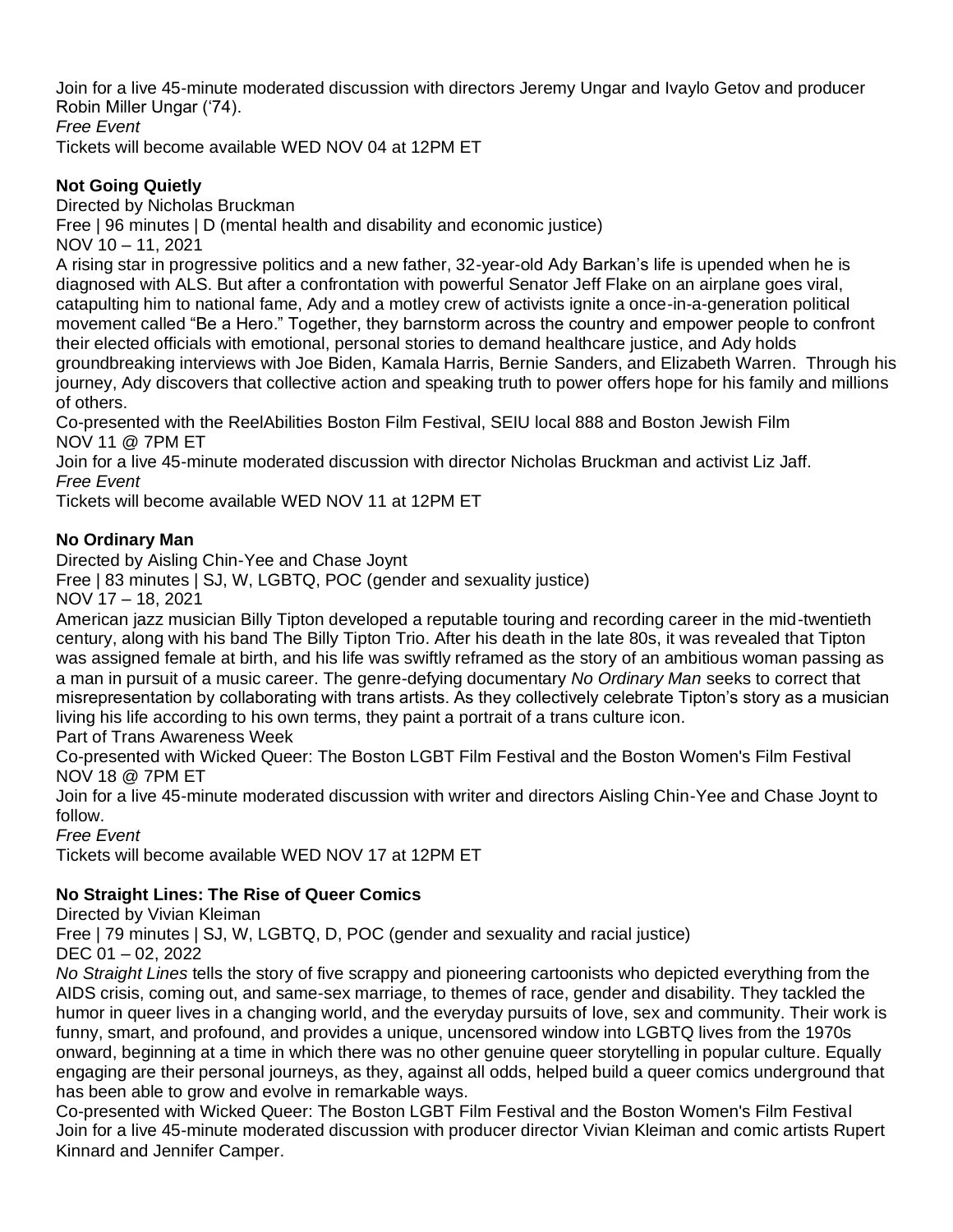Join for a live 45-minute moderated discussion with directors Jeremy Ungar and Ivaylo Getov and producer Robin Miller Ungar ('74).

*Free Event*

Tickets will become available WED NOV 04 at 12PM ET

**Not Going Quietly**

Directed by Nicholas Bruckman

Free | 96 minutes | D (mental health and disability and economic justice)

NOV 10 – 11, 2021

A rising star in progressive politics and a new father, 32-year-old Ady Barkan's life is upended when he is diagnosed with ALS. But after a confrontation with powerful Senator Jeff Flake on an airplane goes viral, catapulting him to national fame, Ady and a motley crew of activists ignite a once-in-a-generation political movement called "Be a Hero." Together, they barnstorm across the country and empower people to confront their elected officials with emotional, personal stories to demand healthcare justice, and Ady holds groundbreaking interviews with Joe Biden, Kamala Harris, Bernie Sanders, and Elizabeth Warren. Through his journey, Ady discovers that collective action and speaking truth to power offers hope for his family and millions of others.

Co-presented with the ReelAbilities Boston Film Festival, SEIU local 888 and Boston Jewish Film

NOV 11 @ 7PM ET

Join for a live 45-minute moderated discussion with director Nicholas Bruckman and activist Liz Jaff.

*Free Event*

Tickets will become available WED NOV 11 at 12PM ET

**No Ordinary Man**

Directed by Aisling Chin-Yee and Chase Joynt

Free | 83 minutes | SJ, W, LGBTQ, POC (gender and sexuality justice)

NOV 17 – 18, 2021

American jazz musician Billy Tipton developed a reputable touring and recording career in the mid-twentieth century, along with his band The Billy Tipton Trio. After his death in the late 80s, it was revealed that Tipton was assigned female at birth, and his life was swiftly reframed as the story of an ambitious woman passing as a man in pursuit of a music career. The genre-defying documentary *No Ordinary Man* seeks to correct that misrepresentation by collaborating with trans artists. As they collectively celebrate Tipton's story as a musician living his life according to his own terms, they paint a portrait of a trans culture icon.

Part of Trans Awareness Week

Co-presented with Wicked Queer: The Boston LGBT Film Festival and the Boston Women's Film Festival

NOV 18 @ 7PM ET

Join for a live 45-minute moderated discussion with writer and directors Aisling Chin-Yee and Chase Joynt to follow.

*Free Event*

Tickets will become available WED NOV 17 at 12PM ET

**No Straight Lines: The Rise of Queer Comics**

Directed by Vivian Kleiman

Free | 79 minutes | SJ, W, LGBTQ, D, POC (gender and sexuality and racial justice)

DEC 01 – 02, 2022

*No Straight Lines* tells the story of five scrappy and pioneering cartoonists who depicted everything from the AIDS crisis, coming out, and same-sex marriage, to themes of race, gender and disability. They tackled the humor in queer lives in a changing world, and the everyday pursuits of love, sex and community. Their work is funny, smart, and profound, and provides a unique, uncensored window into LGBTQ lives from the 1970s onward, beginning at a time in which there was no other genuine queer storytelling in popular culture. Equally engaging are their personal journeys, as they, against all odds, helped build a queer comics underground that has been able to grow and evolve in remarkable ways.

Co-presented with Wicked Queer: The Boston LGBT Film Festival and the Boston Women's Film Festival

Join for a live 45-minute moderated discussion with producer director Vivian Kleiman and comic artists Rupert Kinnard and Jennifer Camper.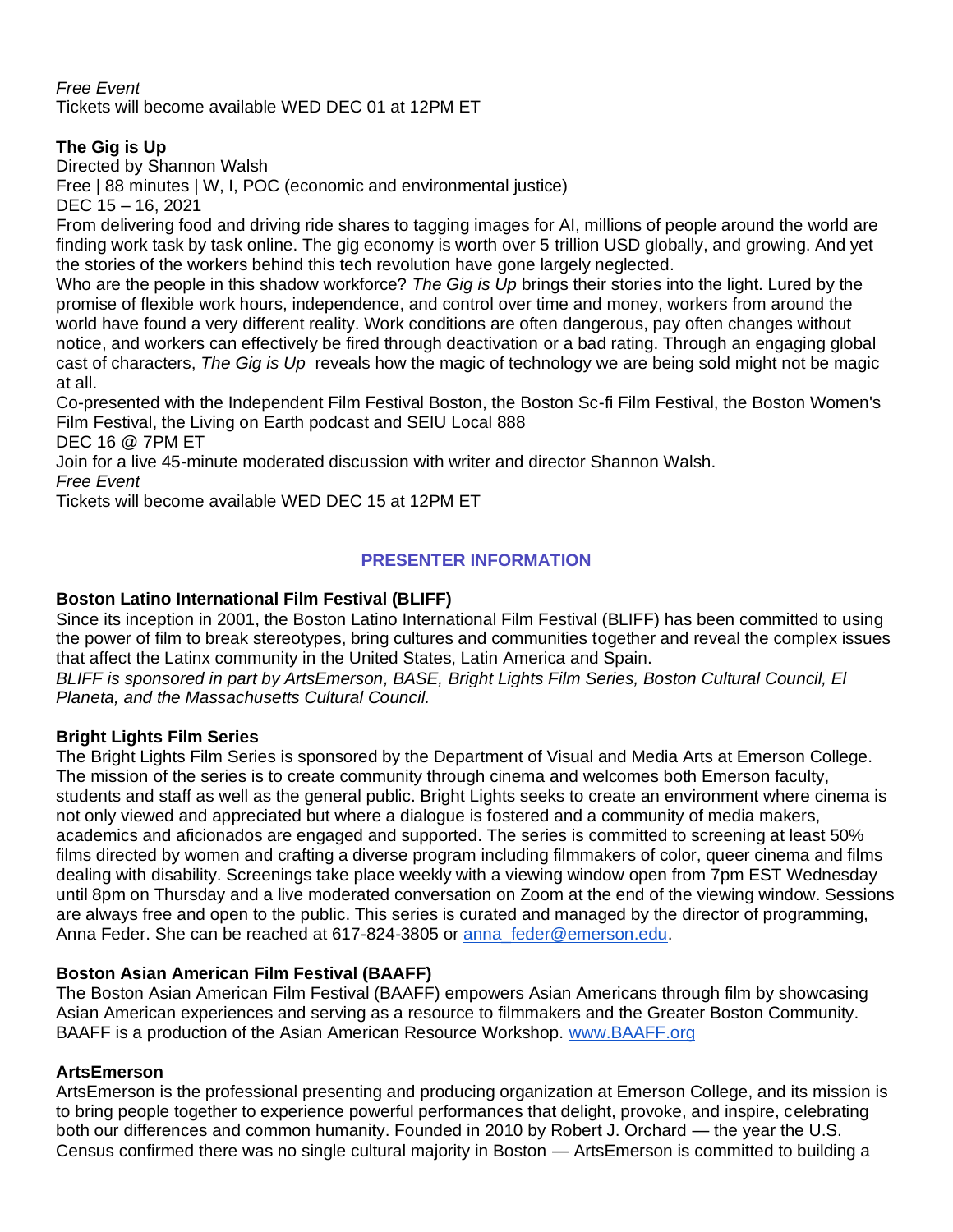*Free Event*
Tickets will become available WED DEC 01 at 12PM ET

**The Gig is Up**
Directed by Shannon Walsh
Free | 88 minutes | W, I, POC (economic and environmental justice)
DEC 15 – 16, 2021
From delivering food and driving ride shares to tagging images for AI, millions of people around the world are finding work task by task online. The gig economy is worth over 5 trillion USD globally, and growing. And yet the stories of the workers behind this tech revolution have gone largely neglected.
Who are the people in this shadow workforce? *The Gig is Up* brings their stories into the light. Lured by the promise of flexible work hours, independence, and control over time and money, workers from around the world have found a very different reality. Work conditions are often dangerous, pay often changes without notice, and workers can effectively be fired through deactivation or a bad rating. Through an engaging global cast of characters, *The Gig is Up* reveals how the magic of technology we are being sold might not be magic at all.
Co-presented with the Independent Film Festival Boston, the Boston Sc-fi Film Festival, the Boston Women's Film Festival, the Living on Earth podcast and SEIU Local 888
DEC 16 @ 7PM ET
Join for a live 45-minute moderated discussion with writer and director Shannon Walsh.
*Free Event*
Tickets will become available WED DEC 15 at 12PM ET

## PRESENTER INFORMATION

**Boston Latino International Film Festival (BLIFF)**
Since its inception in 2001, the Boston Latino International Film Festival (BLIFF) has been committed to using the power of film to break stereotypes, bring cultures and communities together and reveal the complex issues that affect the Latinx community in the United States, Latin America and Spain.
*BLIFF is sponsored in part by ArtsEmerson, BASE, Bright Lights Film Series, Boston Cultural Council, El Planeta, and the Massachusetts Cultural Council.*

**Bright Lights Film Series**
The Bright Lights Film Series is sponsored by the Department of Visual and Media Arts at Emerson College. The mission of the series is to create community through cinema and welcomes both Emerson faculty, students and staff as well as the general public. Bright Lights seeks to create an environment where cinema is not only viewed and appreciated but where a dialogue is fostered and a community of media makers, academics and aficionados are engaged and supported. The series is committed to screening at least 50% films directed by women and crafting a diverse program including filmmakers of color, queer cinema and films dealing with disability. Screenings take place weekly with a viewing window open from 7pm EST Wednesday until 8pm on Thursday and a live moderated conversation on Zoom at the end of the viewing window. Sessions are always free and open to the public. This series is curated and managed by the director of programming, Anna Feder. She can be reached at 617-824-3805 or [anna_feder@emerson.edu](mailto:anna_feder@emerson.edu).

**Boston Asian American Film Festival (BAAFF)**
The Boston Asian American Film Festival (BAAFF) empowers Asian Americans through film by showcasing Asian American experiences and serving as a resource to filmmakers and the Greater Boston Community. BAAFF is a production of the Asian American Resource Workshop. [www.BAAFF.org](http://www.BAAFF.org)

**ArtsEmerson**
ArtsEmerson is the professional presenting and producing organization at Emerson College, and its mission is to bring people together to experience powerful performances that delight, provoke, and inspire, celebrating both our differences and common humanity. Founded in 2010 by Robert J. Orchard — the year the U.S. Census confirmed there was no single cultural majority in Boston — ArtsEmerson is committed to building a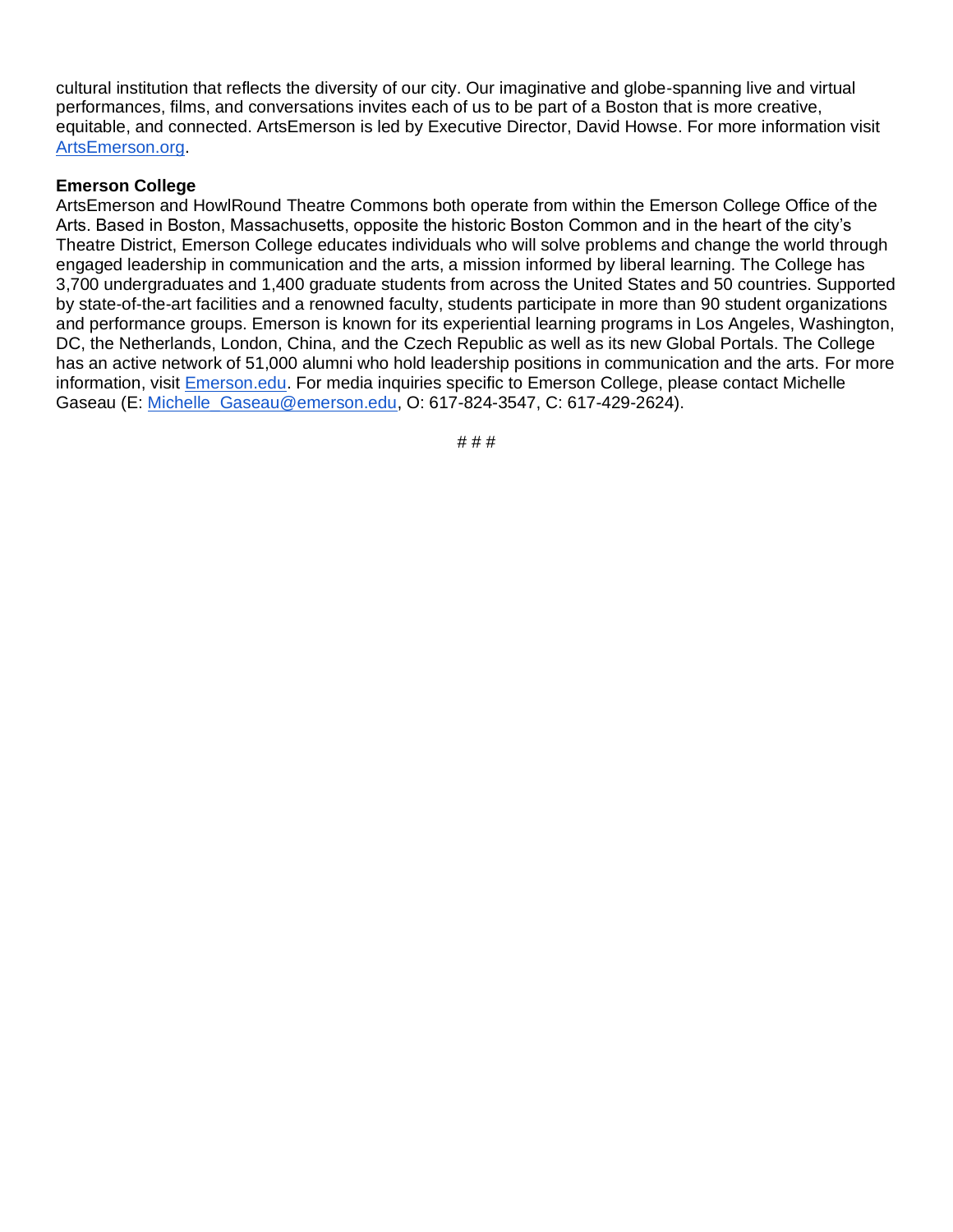cultural institution that reflects the diversity of our city. Our imaginative and globe-spanning live and virtual performances, films, and conversations invites each of us to be part of a Boston that is more creative, equitable, and connected. ArtsEmerson is led by Executive Director, David Howse. For more information visit [ArtsEmerson.org](https://ArtsEmerson.org).

**Emerson College**
ArtsEmerson and HowlRound Theatre Commons both operate from within the Emerson College Office of the Arts. Based in Boston, Massachusetts, opposite the historic Boston Common and in the heart of the city's Theatre District, Emerson College educates individuals who will solve problems and change the world through engaged leadership in communication and the arts, a mission informed by liberal learning. The College has 3,700 undergraduates and 1,400 graduate students from across the United States and 50 countries. Supported by state-of-the-art facilities and a renowned faculty, students participate in more than 90 student organizations and performance groups. Emerson is known for its experiential learning programs in Los Angeles, Washington, DC, the Netherlands, London, China, and the Czech Republic as well as its new Global Portals. The College has an active network of 51,000 alumni who hold leadership positions in communication and the arts. For more information, visit [Emerson.edu](https://Emerson.edu). For media inquiries specific to Emerson College, please contact Michelle Gaseau (E: Michelle_Gaseau@emerson.edu, O: 617-824-3547, C: 617-429-2624).

# # #